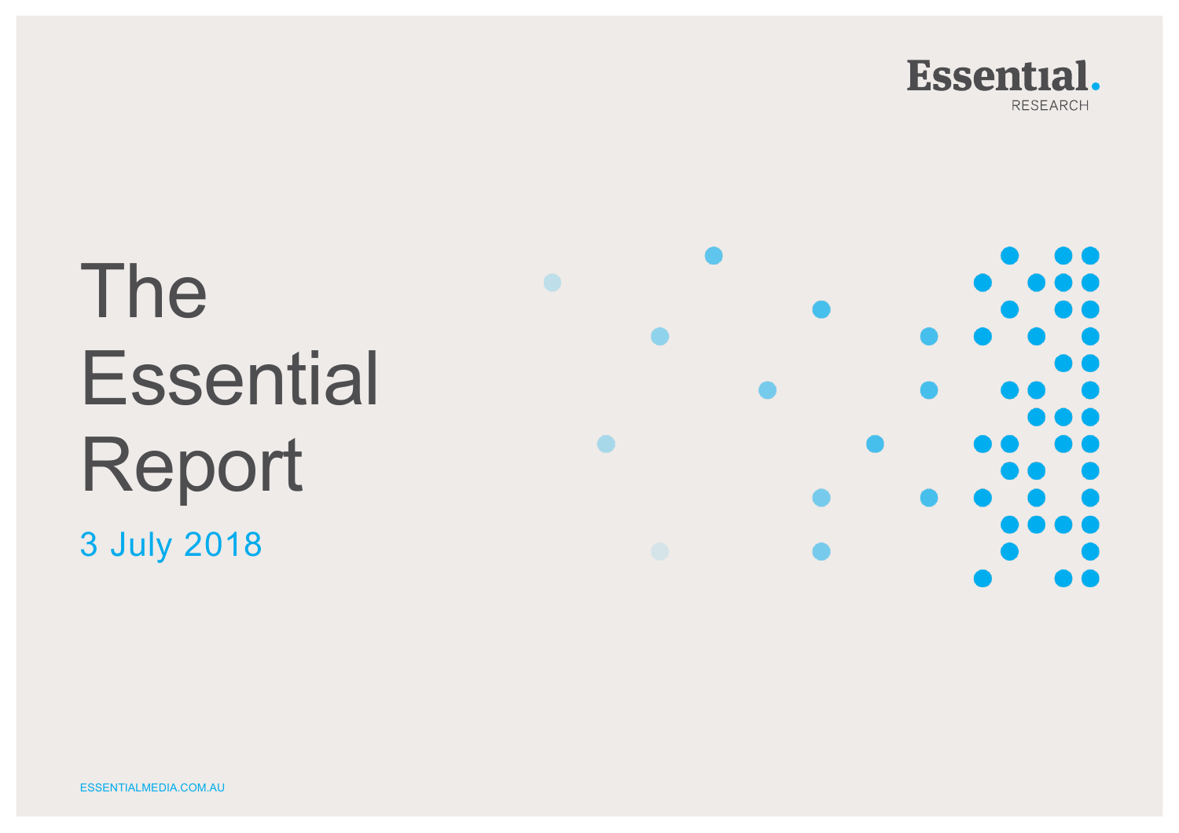Essential. RESEARCH

# The Essential Report

3 July 2018

ESSENTIALMEDIA.COM.AU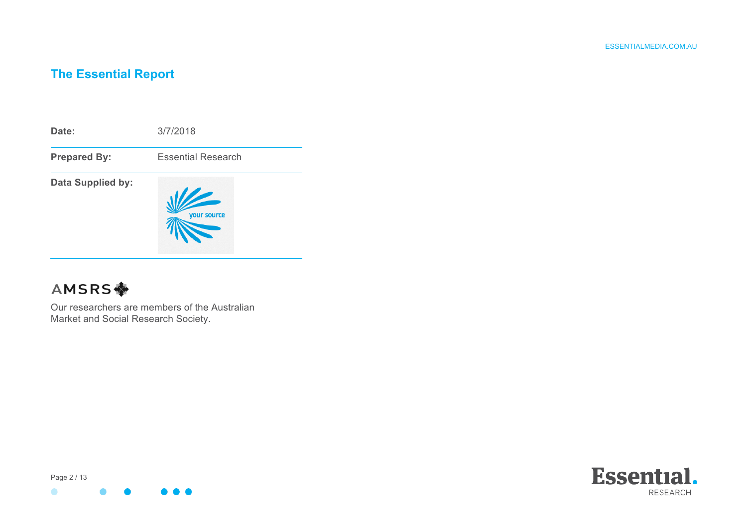# The Essential Report

| | |
|---|---|
| **Date:** | 3/7/2018 |
| **Prepared By:** | Essential Research |
| **Data Supplied by:** | your source |

AMSRS

Our researchers are members of the Australian Market and Social Research Society.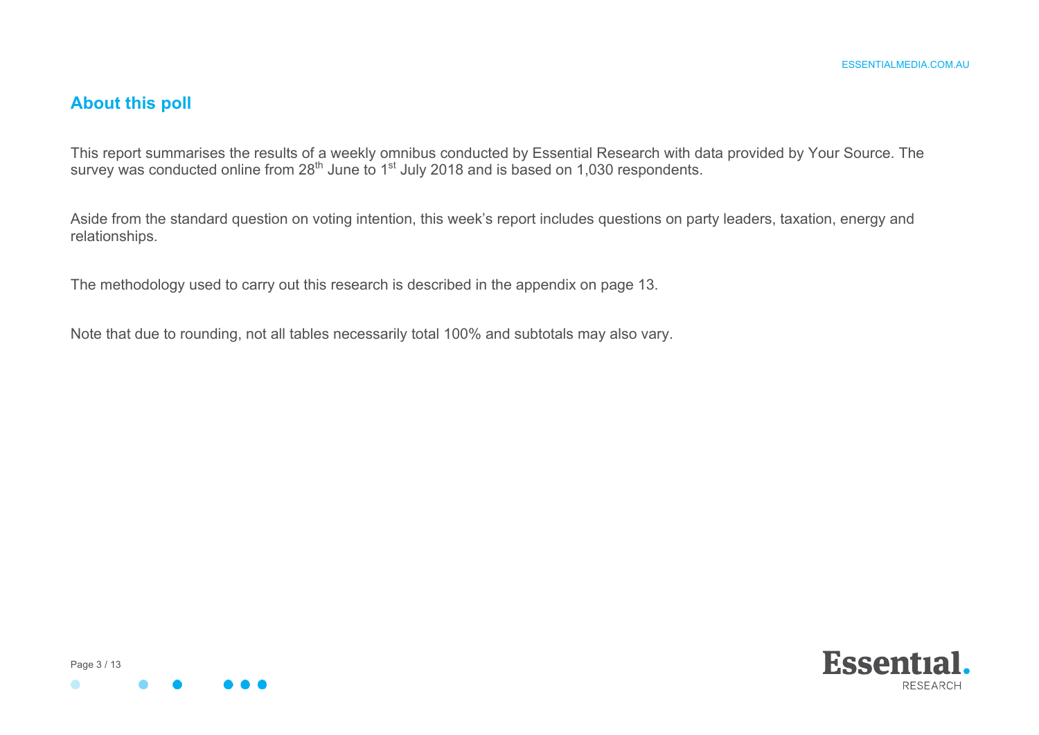## About this poll

This report summarises the results of a weekly omnibus conducted by Essential Research with data provided by Your Source. The survey was conducted online from 28th June to 1st July 2018 and is based on 1,030 respondents.

Aside from the standard question on voting intention, this week's report includes questions on party leaders, taxation, energy and relationships.

The methodology used to carry out this research is described in the appendix on page 13.

Note that due to rounding, not all tables necessarily total 100% and subtotals may also vary.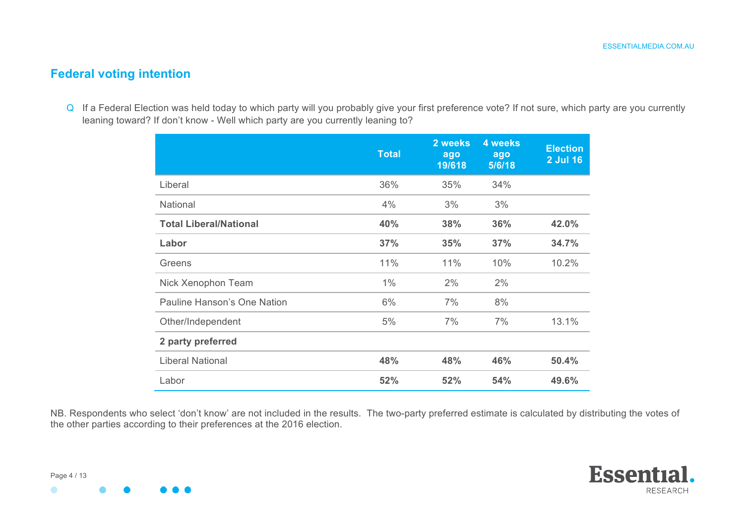## Federal voting intention

Q If a Federal Election was held today to which party will you probably give your first preference vote? If not sure, which party are you currently leaning toward? If don't know - Well which party are you currently leaning to?

| | Total | 2 weeks ago 19/618 | 4 weeks ago 5/6/18 | Election 2 Jul 16 |
|---|---|---|---|---|
| Liberal | 36% | 35% | 34% | |
| National | 4% | 3% | 3% | |
| **Total Liberal/National** | **40%** | **38%** | **36%** | **42.0%** |
| **Labor** | **37%** | **35%** | **37%** | **34.7%** |
| Greens | 11% | 11% | 10% | 10.2% |
| Nick Xenophon Team | 1% | 2% | 2% | |
| Pauline Hanson's One Nation | 6% | 7% | 8% | |
| Other/Independent | 5% | 7% | 7% | 13.1% |
| **2 party preferred** | | | | |
| Liberal National | **48%** | **48%** | **46%** | **50.4%** |
| Labor | **52%** | **52%** | **54%** | **49.6%** |

NB. Respondents who select 'don't know' are not included in the results. The two-party preferred estimate is calculated by distributing the votes of the other parties according to their preferences at the 2016 election.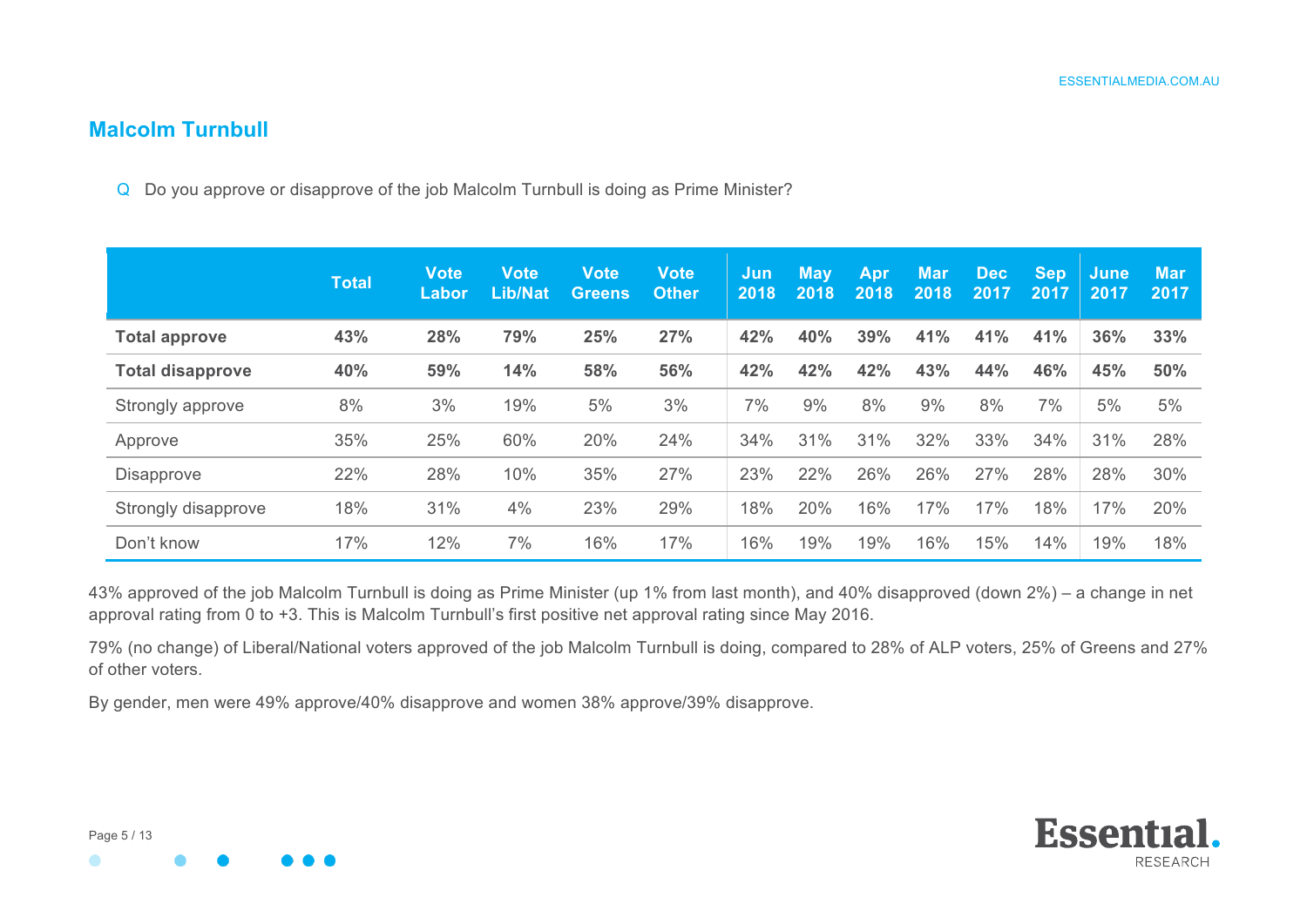## Malcolm Turnbull

Q Do you approve or disapprove of the job Malcolm Turnbull is doing as Prime Minister?

| | Total | Vote Labor | Vote Lib/Nat | Vote Greens | Vote Other | Jun 2018 | May 2018 | Apr 2018 | Mar 2018 | Dec 2017 | Sep 2017 | June 2017 | Mar 2017 |
|---|---|---|---|---|---|---|---|---|---|---|---|---|---|
| **Total approve** | **43%** | **28%** | **79%** | **25%** | **27%** | **42%** | **40%** | **39%** | **41%** | **41%** | **41%** | **36%** | **33%** |
| **Total disapprove** | **40%** | **59%** | **14%** | **58%** | **56%** | **42%** | **42%** | **42%** | **43%** | **44%** | **46%** | **45%** | **50%** |
| Strongly approve | 8% | 3% | 19% | 5% | 3% | 7% | 9% | 8% | 9% | 8% | 7% | 5% | 5% |
| Approve | 35% | 25% | 60% | 20% | 24% | 34% | 31% | 31% | 32% | 33% | 34% | 31% | 28% |
| Disapprove | 22% | 28% | 10% | 35% | 27% | 23% | 22% | 26% | 26% | 27% | 28% | 28% | 30% |
| Strongly disapprove | 18% | 31% | 4% | 23% | 29% | 18% | 20% | 16% | 17% | 17% | 18% | 17% | 20% |
| Don't know | 17% | 12% | 7% | 16% | 17% | 16% | 19% | 19% | 16% | 15% | 14% | 19% | 18% |

43% approved of the job Malcolm Turnbull is doing as Prime Minister (up 1% from last month), and 40% disapproved (down 2%) – a change in net approval rating from 0 to +3. This is Malcolm Turnbull's first positive net approval rating since May 2016.

79% (no change) of Liberal/National voters approved of the job Malcolm Turnbull is doing, compared to 28% of ALP voters, 25% of Greens and 27% of other voters.

By gender, men were 49% approve/40% disapprove and women 38% approve/39% disapprove.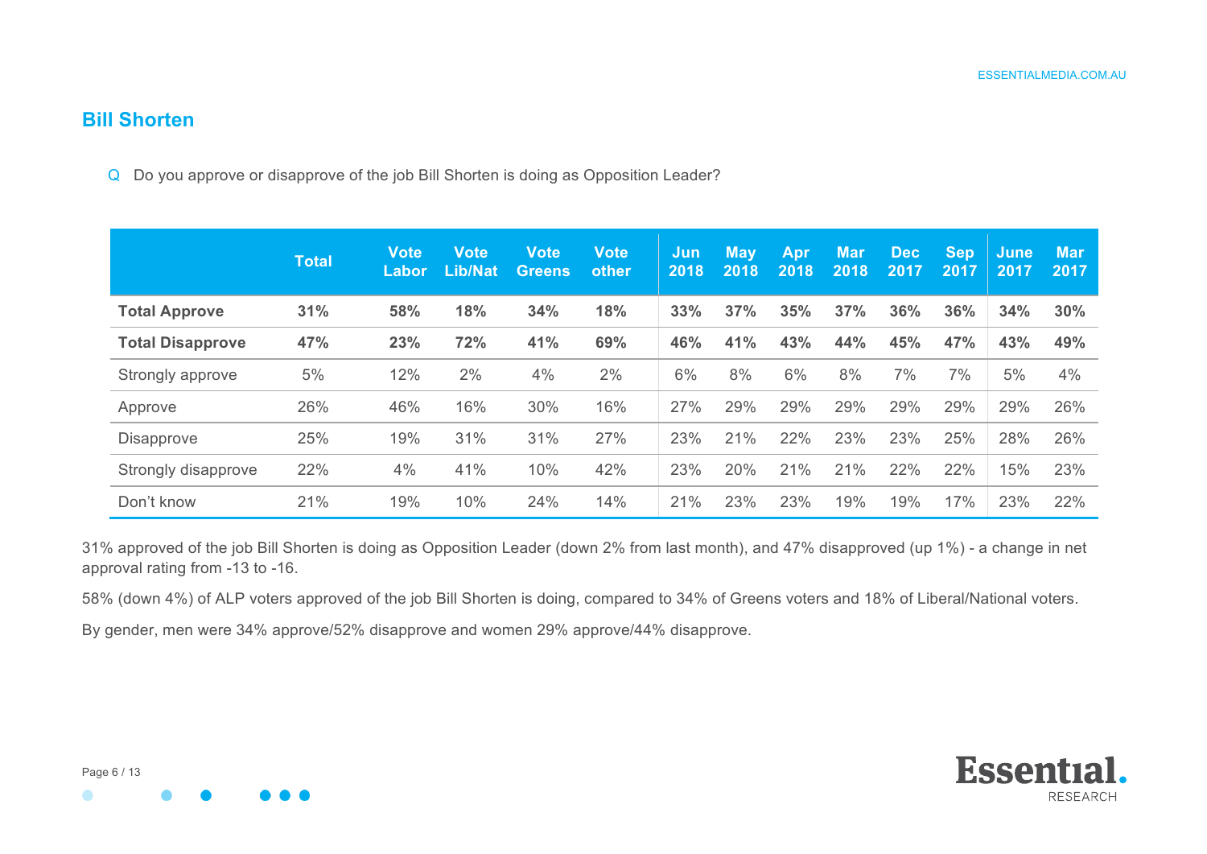## Bill Shorten

Q Do you approve or disapprove of the job Bill Shorten is doing as Opposition Leader?

| | Total | Vote Labor | Vote Lib/Nat | Vote Greens | Vote other | Jun 2018 | May 2018 | Apr 2018 | Mar 2018 | Dec 2017 | Sep 2017 | June 2017 | Mar 2017 |
|---|---|---|---|---|---|---|---|---|---|---|---|---|---|
| **Total Approve** | **31%** | **58%** | **18%** | **34%** | **18%** | **33%** | **37%** | **35%** | **37%** | **36%** | **36%** | **34%** | **30%** |
| **Total Disapprove** | **47%** | **23%** | **72%** | **41%** | **69%** | **46%** | **41%** | **43%** | **44%** | **45%** | **47%** | **43%** | **49%** |
| Strongly approve | 5% | 12% | 2% | 4% | 2% | 6% | 8% | 6% | 8% | 7% | 7% | 5% | 4% |
| Approve | 26% | 46% | 16% | 30% | 16% | 27% | 29% | 29% | 29% | 29% | 29% | 29% | 26% |
| Disapprove | 25% | 19% | 31% | 31% | 27% | 23% | 21% | 22% | 23% | 23% | 25% | 28% | 26% |
| Strongly disapprove | 22% | 4% | 41% | 10% | 42% | 23% | 20% | 21% | 21% | 22% | 22% | 15% | 23% |
| Don't know | 21% | 19% | 10% | 24% | 14% | 21% | 23% | 23% | 19% | 19% | 17% | 23% | 22% |

31% approved of the job Bill Shorten is doing as Opposition Leader (down 2% from last month), and 47% disapproved (up 1%) - a change in net approval rating from -13 to -16.

58% (down 4%) of ALP voters approved of the job Bill Shorten is doing, compared to 34% of Greens voters and 18% of Liberal/National voters.

By gender, men were 34% approve/52% disapprove and women 29% approve/44% disapprove.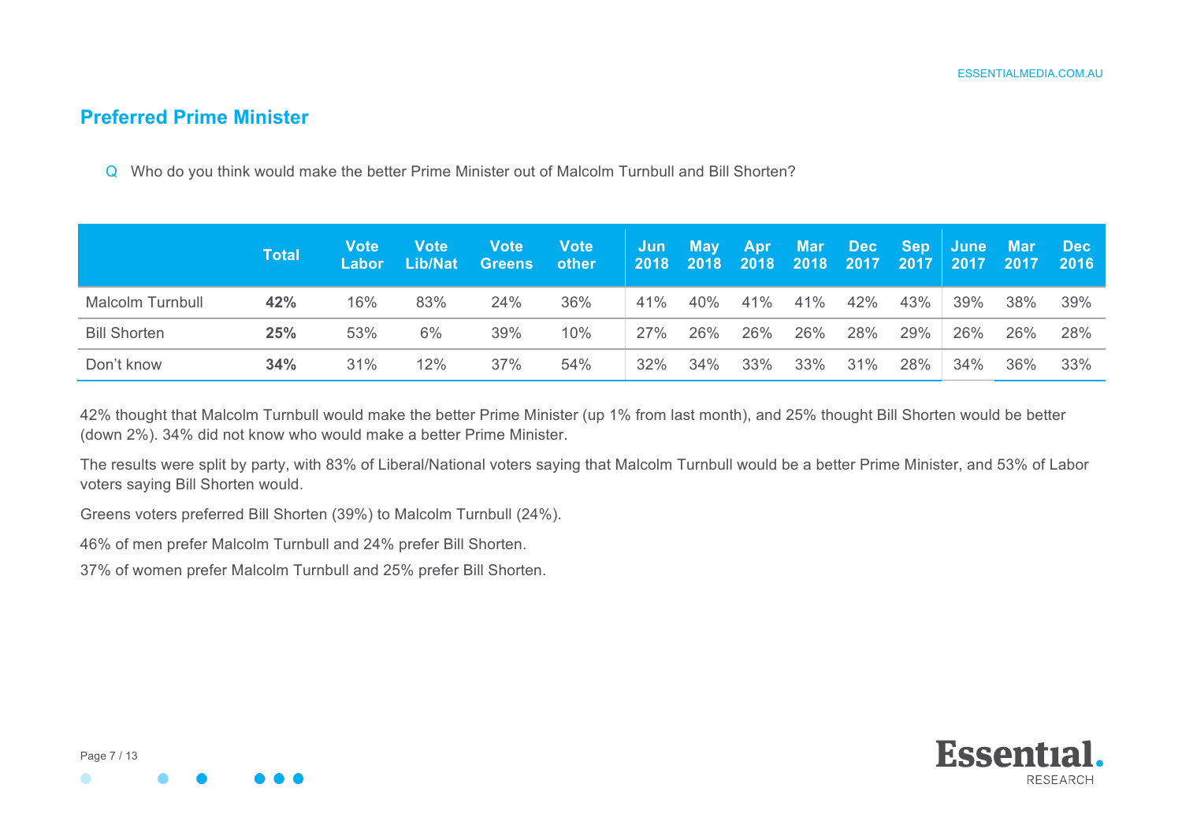## Preferred Prime Minister

Q Who do you think would make the better Prime Minister out of Malcolm Turnbull and Bill Shorten?

| | Total | Vote Labor | Vote Lib/Nat | Vote Greens | Vote other | Jun 2018 | May 2018 | Apr 2018 | Mar 2018 | Dec 2017 | Sep 2017 | June 2017 | Mar 2017 | Dec 2016 |
|---|---|---|---|---|---|---|---|---|---|---|---|---|---|---|
| Malcolm Turnbull | **42%** | 16% | 83% | 24% | 36% | 41% | 40% | 41% | 41% | 42% | 43% | 39% | 38% | 39% |
| Bill Shorten | **25%** | 53% | 6% | 39% | 10% | 27% | 26% | 26% | 26% | 28% | 29% | 26% | 26% | 28% |
| Don't know | **34%** | 31% | 12% | 37% | 54% | 32% | 34% | 33% | 33% | 31% | 28% | 34% | 36% | 33% |

42% thought that Malcolm Turnbull would make the better Prime Minister (up 1% from last month), and 25% thought Bill Shorten would be better (down 2%). 34% did not know who would make a better Prime Minister.

The results were split by party, with 83% of Liberal/National voters saying that Malcolm Turnbull would be a better Prime Minister, and 53% of Labor voters saying Bill Shorten would.

Greens voters preferred Bill Shorten (39%) to Malcolm Turnbull (24%).

46% of men prefer Malcolm Turnbull and 24% prefer Bill Shorten.

37% of women prefer Malcolm Turnbull and 25% prefer Bill Shorten.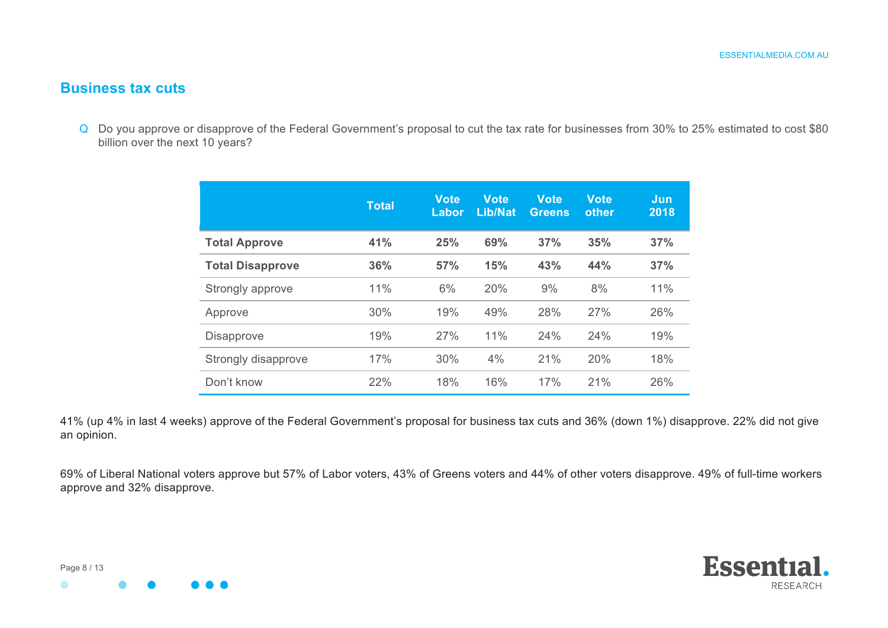## Business tax cuts

Q Do you approve or disapprove of the Federal Government's proposal to cut the tax rate for businesses from 30% to 25% estimated to cost $80 billion over the next 10 years?

| | Total | Vote Labor | Vote Lib/Nat | Vote Greens | Vote other | Jun 2018 |
|---|---|---|---|---|---|---|
| **Total Approve** | **41%** | **25%** | **69%** | **37%** | **35%** | **37%** |
| **Total Disapprove** | **36%** | **57%** | **15%** | **43%** | **44%** | **37%** |
| Strongly approve | 11% | 6% | 20% | 9% | 8% | 11% |
| Approve | 30% | 19% | 49% | 28% | 27% | 26% |
| Disapprove | 19% | 27% | 11% | 24% | 24% | 19% |
| Strongly disapprove | 17% | 30% | 4% | 21% | 20% | 18% |
| Don't know | 22% | 18% | 16% | 17% | 21% | 26% |

41% (up 4% in last 4 weeks) approve of the Federal Government's proposal for business tax cuts and 36% (down 1%) disapprove. 22% did not give an opinion.

69% of Liberal National voters approve but 57% of Labor voters, 43% of Greens voters and 44% of other voters disapprove. 49% of full-time workers approve and 32% disapprove.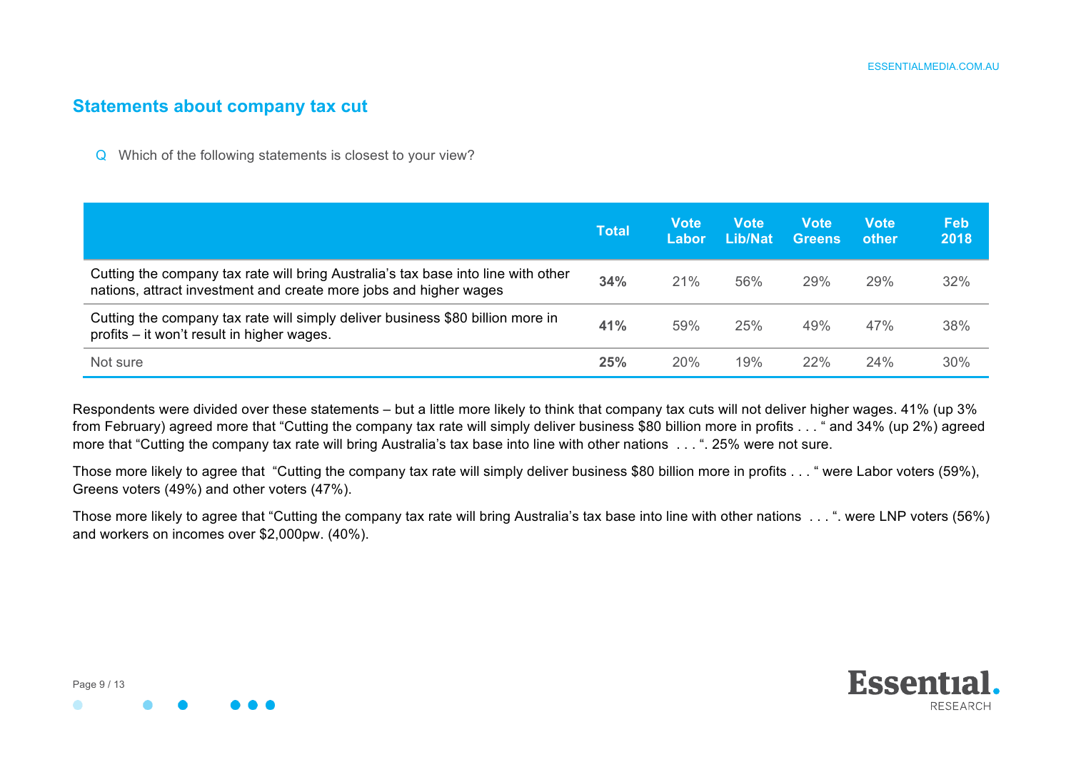## Statements about company tax cut

Q Which of the following statements is closest to your view?

| | Total | Vote Labor | Vote Lib/Nat | Vote Greens | Vote other | Feb 2018 |
|---|---|---|---|---|---|---|
| Cutting the company tax rate will bring Australia's tax base into line with other nations, attract investment and create more jobs and higher wages | **34%** | 21% | 56% | 29% | 29% | 32% |
| Cutting the company tax rate will simply deliver business $80 billion more in profits – it won't result in higher wages. | **41%** | 59% | 25% | 49% | 47% | 38% |
| Not sure | **25%** | 20% | 19% | 22% | 24% | 30% |

Respondents were divided over these statements – but a little more likely to think that company tax cuts will not deliver higher wages. 41% (up 3% from February) agreed more that "Cutting the company tax rate will simply deliver business $80 billion more in profits . . . " and 34% (up 2%) agreed more that "Cutting the company tax rate will bring Australia's tax base into line with other nations . . . ". 25% were not sure.

Those more likely to agree that "Cutting the company tax rate will simply deliver business $80 billion more in profits . . . " were Labor voters (59%), Greens voters (49%) and other voters (47%).

Those more likely to agree that "Cutting the company tax rate will bring Australia's tax base into line with other nations . . . ". were LNP voters (56%) and workers on incomes over $2,000pw. (40%).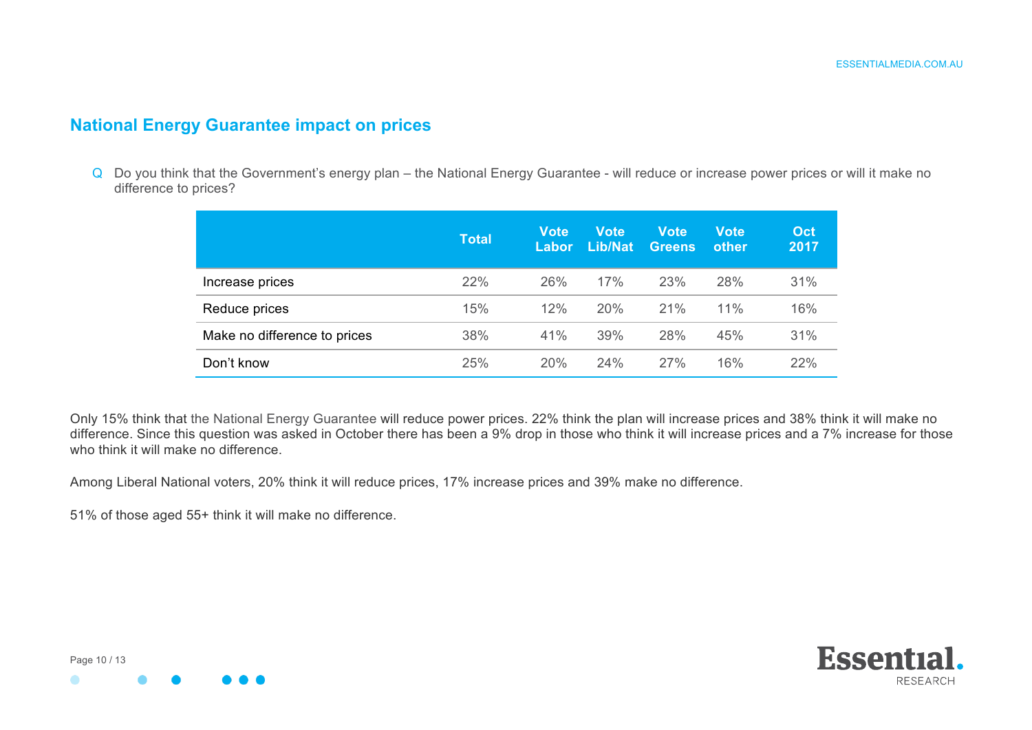## National Energy Guarantee impact on prices

Q Do you think that the Government's energy plan – the National Energy Guarantee - will reduce or increase power prices or will it make no difference to prices?

| | Total | Vote Labor | Vote Lib/Nat | Vote Greens | Vote other | Oct 2017 |
|---|---|---|---|---|---|---|
| Increase prices | 22% | 26% | 17% | 23% | 28% | 31% |
| Reduce prices | 15% | 12% | 20% | 21% | 11% | 16% |
| Make no difference to prices | 38% | 41% | 39% | 28% | 45% | 31% |
| Don't know | 25% | 20% | 24% | 27% | 16% | 22% |

Only 15% think that the National Energy Guarantee will reduce power prices. 22% think the plan will increase prices and 38% think it will make no difference. Since this question was asked in October there has been a 9% drop in those who think it will increase prices and a 7% increase for those who think it will make no difference.

Among Liberal National voters, 20% think it will reduce prices, 17% increase prices and 39% make no difference.

51% of those aged 55+ think it will make no difference.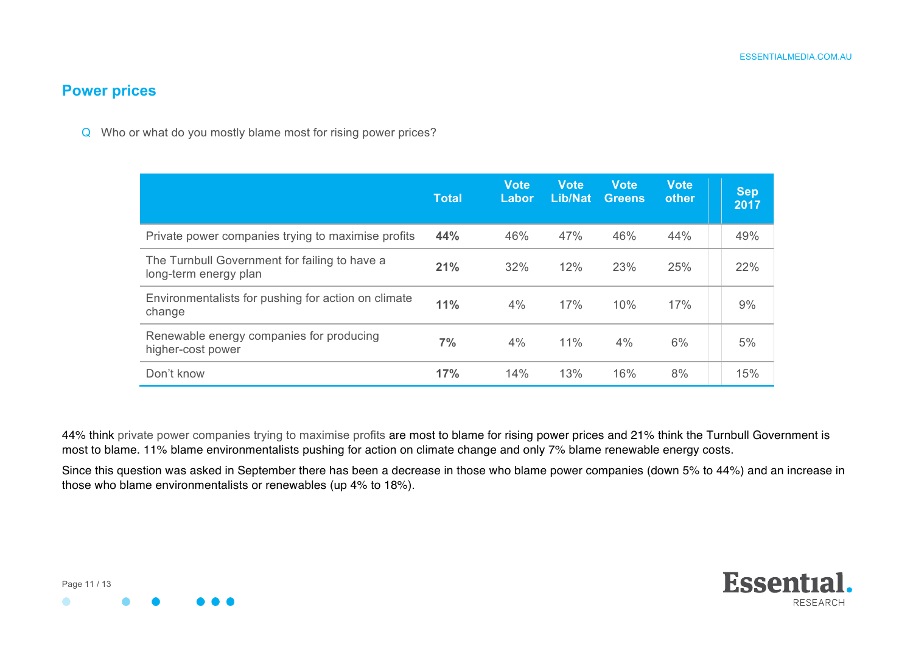## Power prices

Q Who or what do you mostly blame most for rising power prices?

| | Total | Vote Labor | Vote Lib/Nat | Vote Greens | Vote other | Sep 2017 |
|---|---|---|---|---|---|---|
| Private power companies trying to maximise profits | **44%** | 46% | 47% | 46% | 44% | 49% |
| The Turnbull Government for failing to have a long-term energy plan | **21%** | 32% | 12% | 23% | 25% | 22% |
| Environmentalists for pushing for action on climate change | **11%** | 4% | 17% | 10% | 17% | 9% |
| Renewable energy companies for producing higher-cost power | **7%** | 4% | 11% | 4% | 6% | 5% |
| Don't know | **17%** | 14% | 13% | 16% | 8% | 15% |

44% think private power companies trying to maximise profits are most to blame for rising power prices and 21% think the Turnbull Government is most to blame. 11% blame environmentalists pushing for action on climate change and only 7% blame renewable energy costs.

Since this question was asked in September there has been a decrease in those who blame power companies (down 5% to 44%) and an increase in those who blame environmentalists or renewables (up 4% to 18%).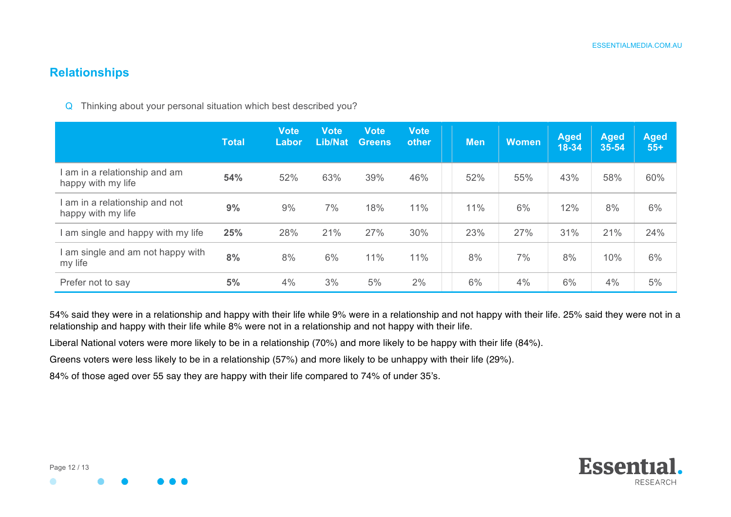## Relationships

Q Thinking about your personal situation which best described you?

| | Total | Vote Labor | Vote Lib/Nat | Vote Greens | Vote other | Men | Women | Aged 18-34 | Aged 35-54 | Aged 55+ |
|---|---|---|---|---|---|---|---|---|---|---|
| I am in a relationship and am happy with my life | **54%** | 52% | 63% | 39% | 46% | 52% | 55% | 43% | 58% | 60% |
| I am in a relationship and not happy with my life | **9%** | 9% | 7% | 18% | 11% | 11% | 6% | 12% | 8% | 6% |
| I am single and happy with my life | **25%** | 28% | 21% | 27% | 30% | 23% | 27% | 31% | 21% | 24% |
| I am single and am not happy with my life | **8%** | 8% | 6% | 11% | 11% | 8% | 7% | 8% | 10% | 6% |
| Prefer not to say | **5%** | 4% | 3% | 5% | 2% | 6% | 4% | 6% | 4% | 5% |

54% said they were in a relationship and happy with their life while 9% were in a relationship and not happy with their life. 25% said they were not in a relationship and happy with their life while 8% were not in a relationship and not happy with their life.

Liberal National voters were more likely to be in a relationship (70%) and more likely to be happy with their life (84%).

Greens voters were less likely to be in a relationship (57%) and more likely to be unhappy with their life (29%).

84% of those aged over 55 say they are happy with their life compared to 74% of under 35's.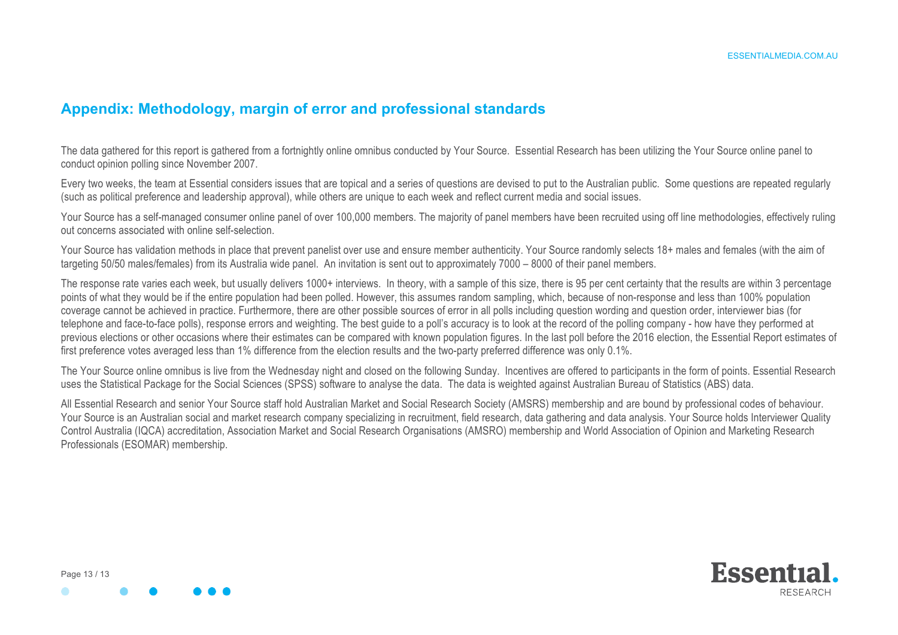## Appendix: Methodology, margin of error and professional standards

The data gathered for this report is gathered from a fortnightly online omnibus conducted by Your Source. Essential Research has been utilizing the Your Source online panel to conduct opinion polling since November 2007.

Every two weeks, the team at Essential considers issues that are topical and a series of questions are devised to put to the Australian public. Some questions are repeated regularly (such as political preference and leadership approval), while others are unique to each week and reflect current media and social issues.

Your Source has a self-managed consumer online panel of over 100,000 members. The majority of panel members have been recruited using off line methodologies, effectively ruling out concerns associated with online self-selection.

Your Source has validation methods in place that prevent panelist over use and ensure member authenticity. Your Source randomly selects 18+ males and females (with the aim of targeting 50/50 males/females) from its Australia wide panel. An invitation is sent out to approximately 7000 – 8000 of their panel members.

The response rate varies each week, but usually delivers 1000+ interviews. In theory, with a sample of this size, there is 95 per cent certainty that the results are within 3 percentage points of what they would be if the entire population had been polled. However, this assumes random sampling, which, because of non-response and less than 100% population coverage cannot be achieved in practice. Furthermore, there are other possible sources of error in all polls including question wording and question order, interviewer bias (for telephone and face-to-face polls), response errors and weighting. The best guide to a poll's accuracy is to look at the record of the polling company - how have they performed at previous elections or other occasions where their estimates can be compared with known population figures. In the last poll before the 2016 election, the Essential Report estimates of first preference votes averaged less than 1% difference from the election results and the two-party preferred difference was only 0.1%.

The Your Source online omnibus is live from the Wednesday night and closed on the following Sunday. Incentives are offered to participants in the form of points. Essential Research uses the Statistical Package for the Social Sciences (SPSS) software to analyse the data. The data is weighted against Australian Bureau of Statistics (ABS) data.

All Essential Research and senior Your Source staff hold Australian Market and Social Research Society (AMSRS) membership and are bound by professional codes of behaviour. Your Source is an Australian social and market research company specializing in recruitment, field research, data gathering and data analysis. Your Source holds Interviewer Quality Control Australia (IQCA) accreditation, Association Market and Social Research Organisations (AMSRO) membership and World Association of Opinion and Marketing Research Professionals (ESOMAR) membership.